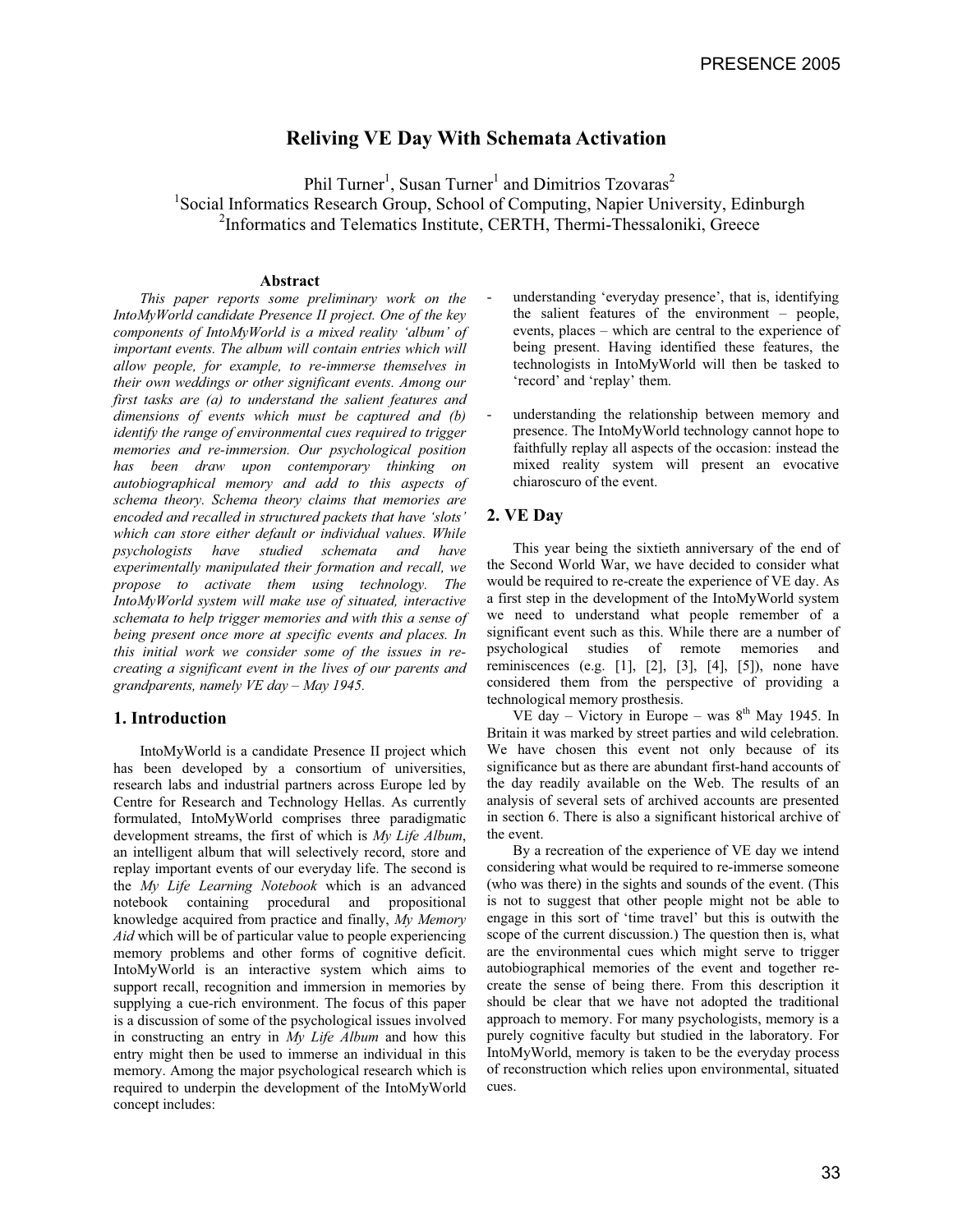# Reliving VE Day With Schemata Activation

Phil Turner[1], Susan Turner[1] and Dimitrios Tzovaras[2]

[1]Social Informatics Research Group, School of Computing, Napier University, Edinburgh

[2]Informatics and Telematics Institute, CERTH, Thermi-Thessaloniki, Greece

### Abstract

*This paper reports some preliminary work on the IntoMyWorld candidate Presence II project. One of the key components of IntoMyWorld is a mixed reality 'album' of important events. The album will contain entries which will allow people, for example, to re-immerse themselves in their own weddings or other significant events. Among our first tasks are (a) to understand the salient features and dimensions of events which must be captured and (b) identify the range of environmental cues required to trigger memories and re-immersion. Our psychological position has been draw upon contemporary thinking on autobiographical memory and add to this aspects of schema theory. Schema theory claims that memories are encoded and recalled in structured packets that have 'slots' which can store either default or individual values. While psychologists have studied schemata and have experimentally manipulated their formation and recall, we propose to activate them using technology. The IntoMyWorld system will make use of situated, interactive schemata to help trigger memories and with this a sense of being present once more at specific events and places. In this initial work we consider some of the issues in re-creating a significant event in the lives of our parents and grandparents, namely VE day – May 1945.*

## 1. Introduction

IntoMyWorld is a candidate Presence II project which has been developed by a consortium of universities, research labs and industrial partners across Europe led by Centre for Research and Technology Hellas. As currently formulated, IntoMyWorld comprises three paradigmatic development streams, the first of which is *My Life Album*, an intelligent album that will selectively record, store and replay important events of our everyday life. The second is the *My Life Learning Notebook* which is an advanced notebook containing procedural and propositional knowledge acquired from practice and finally, *My Memory Aid* which will be of particular value to people experiencing memory problems and other forms of cognitive deficit. IntoMyWorld is an interactive system which aims to support recall, recognition and immersion in memories by supplying a cue-rich environment. The focus of this paper is a discussion of some of the psychological issues involved in constructing an entry in *My Life Album* and how this entry might then be used to immerse an individual in this memory. Among the major psychological research which is required to underpin the development of the IntoMyWorld concept includes:

- understanding 'everyday presence', that is, identifying the salient features of the environment – people, events, places – which are central to the experience of being present. Having identified these features, the technologists in IntoMyWorld will then be tasked to 'record' and 'replay' them.
- understanding the relationship between memory and presence. The IntoMyWorld technology cannot hope to faithfully replay all aspects of the occasion: instead the mixed reality system will present an evocative chiaroscuro of the event.

## 2. VE Day

This year being the sixtieth anniversary of the end of the Second World War, we have decided to consider what would be required to re-create the experience of VE day. As a first step in the development of the IntoMyWorld system we need to understand what people remember of a significant event such as this. While there are a number of psychological studies of remote memories and reminiscences (e.g. [1], [2], [3], [4], [5]), none have considered them from the perspective of providing a technological memory prosthesis.

VE day – Victory in Europe – was 8th May 1945. In Britain it was marked by street parties and wild celebration. We have chosen this event not only because of its significance but as there are abundant first-hand accounts of the day readily available on the Web. The results of an analysis of several sets of archived accounts are presented in section 6. There is also a significant historical archive of the event.

By a recreation of the experience of VE day we intend considering what would be required to re-immerse someone (who was there) in the sights and sounds of the event. (This is not to suggest that other people might not be able to engage in this sort of 'time travel' but this is outwith the scope of the current discussion.) The question then is, what are the environmental cues which might serve to trigger autobiographical memories of the event and together re-create the sense of being there. From this description it should be clear that we have not adopted the traditional approach to memory. For many psychologists, memory is a purely cognitive faculty but studied in the laboratory. For IntoMyWorld, memory is taken to be the everyday process of reconstruction which relies upon environmental, situated cues.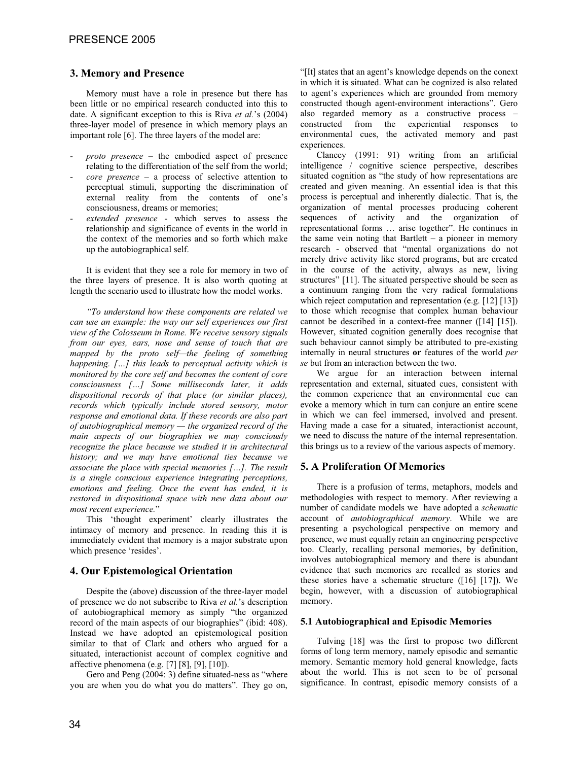## 3. Memory and Presence

Memory must have a role in presence but there has been little or no empirical research conducted into this to date. A significant exception to this is Riva *et al.*'s (2004) three-layer model of presence in which memory plays an important role [6]. The three layers of the model are:

- *proto presence* – the embodied aspect of presence relating to the differentiation of the self from the world;
- *core presence* – a process of selective attention to perceptual stimuli, supporting the discrimination of external reality from the contents of one's consciousness, dreams or memories;
- *extended presence* - which serves to assess the relationship and significance of events in the world in the context of the memories and so forth which make up the autobiographical self.

It is evident that they see a role for memory in two of the three layers of presence. It is also worth quoting at length the scenario used to illustrate how the model works.

***"To understand how these components are related we can use an example: the way our self experiences our first view of the Colosseum in Rome. We receive sensory signals from our eyes, ears, nose and sense of touch that are mapped by the proto self—the feeling of something happening. […] this leads to perceptual activity which is monitored by the core self and becomes the content of core consciousness […] Some milliseconds later, it adds dispositional records of that place (or similar places), records which typically include stored sensory, motor response and emotional data. If these records are also part of autobiographical memory — the organized record of the main aspects of our biographies we may consciously recognize the place because we studied it in architectural history; and we may have emotional ties because we associate the place with special memories […]. The result is a single conscious experience integrating perceptions, emotions and feeling. Once the event has ended, it is restored in dispositional space with new data about our most recent experience.***"

This 'thought experiment' clearly illustrates the intimacy of memory and presence. In reading this it is immediately evident that memory is a major substrate upon which presence 'resides'.

## 4. Our Epistemological Orientation

Despite the (above) discussion of the three-layer model of presence we do not subscribe to Riva *et al.*'s description of autobiographical memory as simply "the organized record of the main aspects of our biographies" (ibid: 408). Instead we have adopted an epistemological position similar to that of Clark and others who argued for a situated, interactionist account of complex cognitive and affective phenomena (e.g. [7] [8], [9], [10]).

Gero and Peng (2004: 3) define situated-ness as "where you are when you do what you do matters". They go on, "[It] states that an agent's knowledge depends on the conext in which it is situated. What can be cognized is also related to agent's experiences which are grounded from memory constructed though agent-environment interactions". Gero also regarded memory as a constructive process – constructed from the experiential responses to environmental cues, the activated memory and past experiences.

Clancey (1991: 91) writing from an artificial intelligence / cognitive science perspective, describes situated cognition as "the study of how representations are created and given meaning. An essential idea is that this process is perceptual and inherently dialectic. That is, the organization of mental processes producing coherent sequences of activity and the organization of representational forms … arise together". He continues in the same vein noting that Bartlett – a pioneer in memory research - observed that "mental organizations do not merely drive activity like stored programs, but are created in the course of the activity, always as new, living structures" [11]. The situated perspective should be seen as a continuum ranging from the very radical formulations which reject computation and representation (e.g. [12] [13]) to those which recognise that complex human behaviour cannot be described in a context-free manner ([14] [15]). However, situated cognition generally does recognise that such behaviour cannot simply be attributed to pre-existing internally in neural structures **or** features of the world *per se* but from an interaction between the two.

We argue for an interaction between internal representation and external, situated cues, consistent with the common experience that an environmental cue can evoke a memory which in turn can conjure an entire scene in which we can feel immersed, involved and present. Having made a case for a situated, interactionist account, we need to discuss the nature of the internal representation. this brings us to a review of the various aspects of memory.

## 5. A Proliferation Of Memories

There is a profusion of terms, metaphors, models and methodologies with respect to memory. After reviewing a number of candidate models we have adopted a *schematic* account of *autobiographical memory*. While we are presenting a psychological perspective on memory and presence, we must equally retain an engineering perspective too. Clearly, recalling personal memories, by definition, involves autobiographical memory and there is abundant evidence that such memories are recalled as stories and these stories have a schematic structure ([16] [17]). We begin, however, with a discussion of autobiographical memory.

### 5.1 Autobiographical and Episodic Memories

Tulving [18] was the first to propose two different forms of long term memory, namely episodic and semantic memory. Semantic memory hold general knowledge, facts about the world. This is not seen to be of personal significance. In contrast, episodic memory consists of a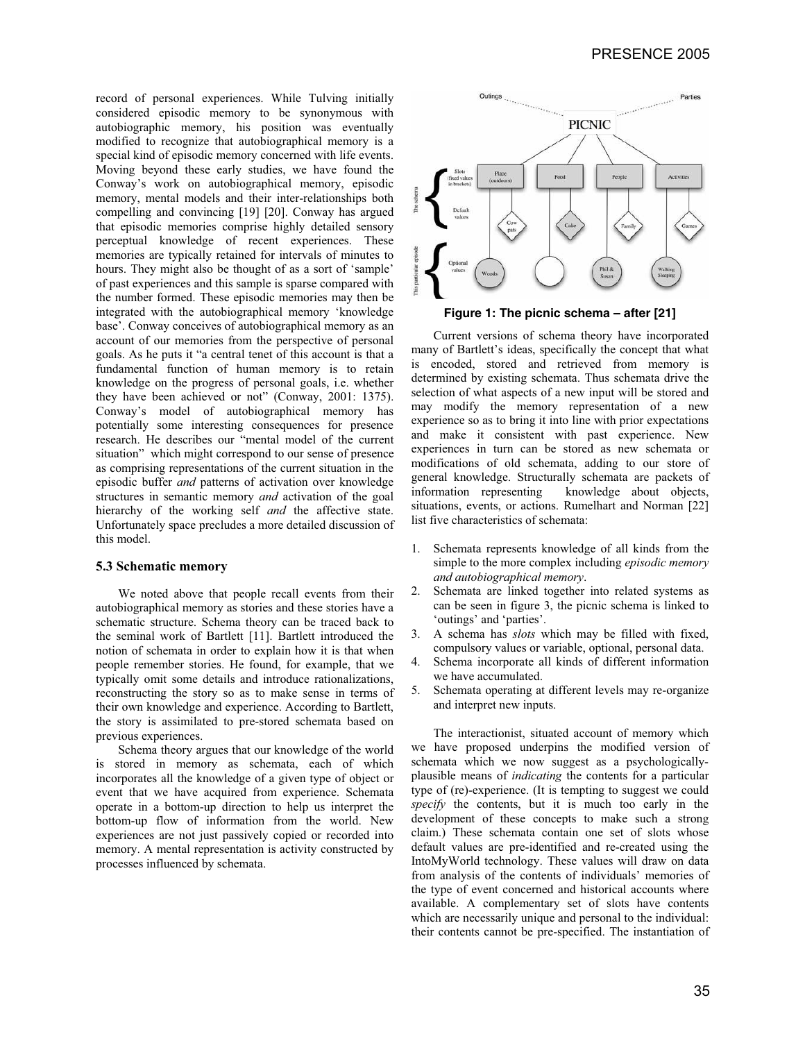record of personal experiences. While Tulving initially considered episodic memory to be synonymous with autobiographic memory, his position was eventually modified to recognize that autobiographical memory is a special kind of episodic memory concerned with life events. Moving beyond these early studies, we have found the Conway's work on autobiographical memory, episodic memory, mental models and their inter-relationships both compelling and convincing [19] [20]. Conway has argued that episodic memories comprise highly detailed sensory perceptual knowledge of recent experiences. These memories are typically retained for intervals of minutes to hours. They might also be thought of as a sort of 'sample' of past experiences and this sample is sparse compared with the number formed. These episodic memories may then be integrated with the autobiographical memory 'knowledge base'. Conway conceives of autobiographical memory as an account of our memories from the perspective of personal goals. As he puts it "a central tenet of this account is that a fundamental function of human memory is to retain knowledge on the progress of personal goals, i.e. whether they have been achieved or not" (Conway, 2001: 1375). Conway's model of autobiographical memory has potentially some interesting consequences for presence research. He describes our "mental model of the current situation" which might correspond to our sense of presence as comprising representations of the current situation in the episodic buffer *and* patterns of activation over knowledge structures in semantic memory *and* activation of the goal hierarchy of the working self *and* the affective state. Unfortunately space precludes a more detailed discussion of this model.

### 5.3 Schematic memory

We noted above that people recall events from their autobiographical memory as stories and these stories have a schematic structure. Schema theory can be traced back to the seminal work of Bartlett [11]. Bartlett introduced the notion of schemata in order to explain how it is that when people remember stories. He found, for example, that we typically omit some details and introduce rationalizations, reconstructing the story so as to make sense in terms of their own knowledge and experience. According to Bartlett, the story is assimilated to pre-stored schemata based on previous experiences.

Schema theory argues that our knowledge of the world is stored in memory as schemata, each of which incorporates all the knowledge of a given type of object or event that we have acquired from experience. Schemata operate in a bottom-up direction to help us interpret the bottom-up flow of information from the world. New experiences are not just passively copied or recorded into memory. A mental representation is activity constructed by processes influenced by schemata.

**Figure 1: The picnic schema – after [21]**

Current versions of schema theory have incorporated many of Bartlett's ideas, specifically the concept that what is encoded, stored and retrieved from memory is determined by existing schemata. Thus schemata drive the selection of what aspects of a new input will be stored and may modify the memory representation of a new experience so as to bring it into line with prior expectations and make it consistent with past experience. New experiences in turn can be stored as new schemata or modifications of old schemata, adding to our store of general knowledge. Structurally schemata are packets of information representing knowledge about objects, situations, events, or actions. Rumelhart and Norman [22] list five characteristics of schemata:

1. Schemata represents knowledge of all kinds from the simple to the more complex including *episodic memory and autobiographical memory*.
2. Schemata are linked together into related systems as can be seen in figure 3, the picnic schema is linked to 'outings' and 'parties'.
3. A schema has *slots* which may be filled with fixed, compulsory values or variable, optional, personal data.
4. Schema incorporate all kinds of different information we have accumulated.
5. Schemata operating at different levels may re-organize and interpret new inputs.

The interactionist, situated account of memory which we have proposed underpins the modified version of schemata which we now suggest as a psychologically-plausible means of *indicating* the contents for a particular type of (re)-experience. (It is tempting to suggest we could *specify* the contents, but it is much too early in the development of these concepts to make such a strong claim.) These schemata contain one set of slots whose default values are pre-identified and re-created using the IntoMyWorld technology. These values will draw on data from analysis of the contents of individuals' memories of the type of event concerned and historical accounts where available. A complementary set of slots have contents which are necessarily unique and personal to the individual: their contents cannot be pre-specified. The instantiation of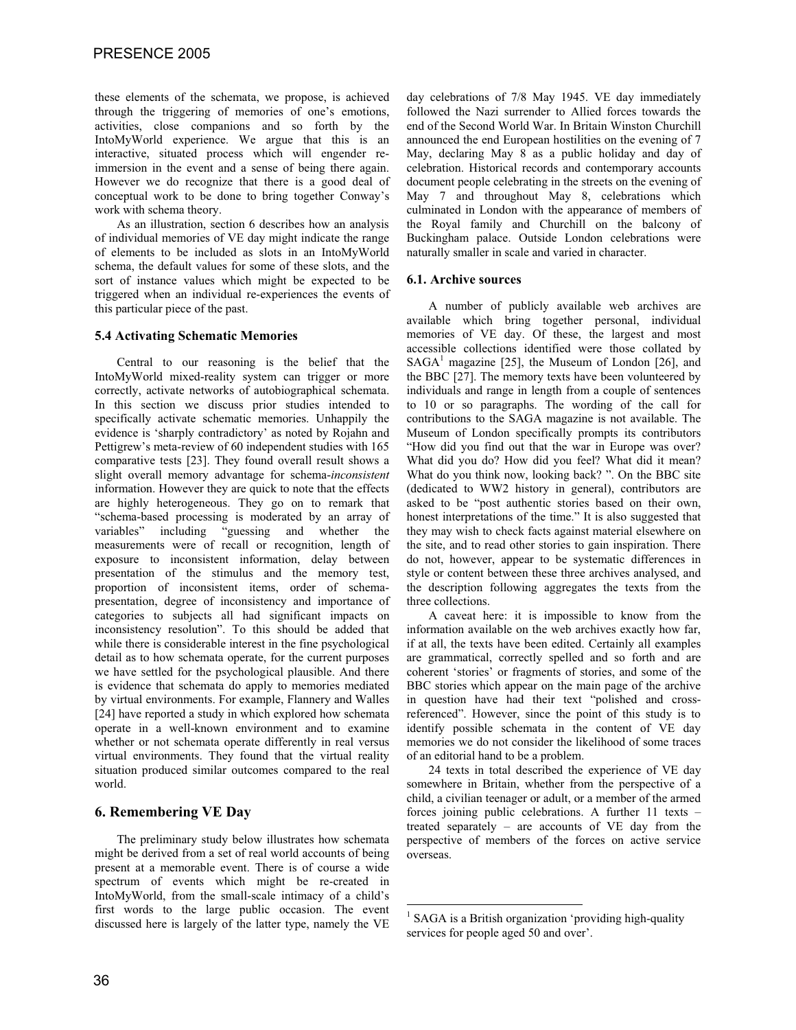these elements of the schemata, we propose, is achieved through the triggering of memories of one's emotions, activities, close companions and so forth by the IntoMyWorld experience. We argue that this is an interactive, situated process which will engender re-immersion in the event and a sense of being there again. However we do recognize that there is a good deal of conceptual work to be done to bring together Conway's work with schema theory.

As an illustration, section 6 describes how an analysis of individual memories of VE day might indicate the range of elements to be included as slots in an IntoMyWorld schema, the default values for some of these slots, and the sort of instance values which might be expected to be triggered when an individual re-experiences the events of this particular piece of the past.

### 5.4 Activating Schematic Memories

Central to our reasoning is the belief that the IntoMyWorld mixed-reality system can trigger or more correctly, activate networks of autobiographical schemata. In this section we discuss prior studies intended to specifically activate schematic memories. Unhappily the evidence is 'sharply contradictory' as noted by Rojahn and Pettigrew's meta-review of 60 independent studies with 165 comparative tests [23]. They found overall result shows a slight overall memory advantage for schema-*inconsistent* information. However they are quick to note that the effects are highly heterogeneous. They go on to remark that "schema-based processing is moderated by an array of variables" including "guessing and whether the measurements were of recall or recognition, length of exposure to inconsistent information, delay between presentation of the stimulus and the memory test, proportion of inconsistent items, order of schema-presentation, degree of inconsistency and importance of categories to subjects all had significant impacts on inconsistency resolution". To this should be added that while there is considerable interest in the fine psychological detail as to how schemata operate, for the current purposes we have settled for the psychological plausible. And there is evidence that schemata do apply to memories mediated by virtual environments. For example, Flannery and Walles [24] have reported a study in which explored how schemata operate in a well-known environment and to examine whether or not schemata operate differently in real versus virtual environments. They found that the virtual reality situation produced similar outcomes compared to the real world.

## 6. Remembering VE Day

The preliminary study below illustrates how schemata might be derived from a set of real world accounts of being present at a memorable event. There is of course a wide spectrum of events which might be re-created in IntoMyWorld, from the small-scale intimacy of a child's first words to the large public occasion. The event discussed here is largely of the latter type, namely the VE day celebrations of 7/8 May 1945. VE day immediately followed the Nazi surrender to Allied forces towards the end of the Second World War. In Britain Winston Churchill announced the end European hostilities on the evening of 7 May, declaring May 8 as a public holiday and day of celebration. Historical records and contemporary accounts document people celebrating in the streets on the evening of May 7 and throughout May 8, celebrations which culminated in London with the appearance of members of the Royal family and Churchill on the balcony of Buckingham palace. Outside London celebrations were naturally smaller in scale and varied in character.

### 6.1. Archive sources

A number of publicly available web archives are available which bring together personal, individual memories of VE day. Of these, the largest and most accessible collections identified were those collated by SAGA[1] magazine [25], the Museum of London [26], and the BBC [27]. The memory texts have been volunteered by individuals and range in length from a couple of sentences to 10 or so paragraphs. The wording of the call for contributions to the SAGA magazine is not available. The Museum of London specifically prompts its contributors "How did you find out that the war in Europe was over? What did you do? How did you feel? What did it mean? What do you think now, looking back? ". On the BBC site (dedicated to WW2 history in general), contributors are asked to be "post authentic stories based on their own, honest interpretations of the time." It is also suggested that they may wish to check facts against material elsewhere on the site, and to read other stories to gain inspiration. There do not, however, appear to be systematic differences in style or content between these three archives analysed, and the description following aggregates the texts from the three collections.

A caveat here: it is impossible to know from the information available on the web archives exactly how far, if at all, the texts have been edited. Certainly all examples are grammatical, correctly spelled and so forth and are coherent 'stories' or fragments of stories, and some of the BBC stories which appear on the main page of the archive in question have had their text "polished and cross-referenced". However, since the point of this study is to identify possible schemata in the content of VE day memories we do not consider the likelihood of some traces of an editorial hand to be a problem.

24 texts in total described the experience of VE day somewhere in Britain, whether from the perspective of a child, a civilian teenager or adult, or a member of the armed forces joining public celebrations. A further 11 texts – treated separately – are accounts of VE day from the perspective of members of the forces on active service overseas.

[1] SAGA is a British organization 'providing high-quality services for people aged 50 and over'.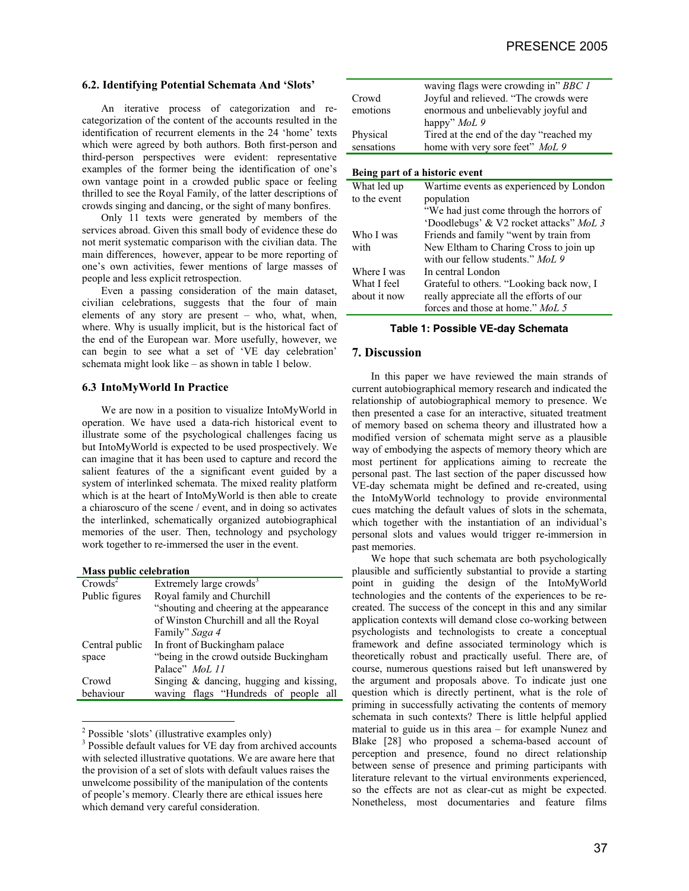### 6.2. Identifying Potential Schemata And 'Slots'

An iterative process of categorization and re-categorization of the content of the accounts resulted in the identification of recurrent elements in the 24 'home' texts which were agreed by both authors. Both first-person and third-person perspectives were evident: representative examples of the former being the identification of one's own vantage point in a crowded public space or feeling thrilled to see the Royal Family, of the latter descriptions of crowds singing and dancing, or the sight of many bonfires.

Only 11 texts were generated by members of the services abroad. Given this small body of evidence these do not merit systematic comparison with the civilian data. The main differences, however, appear to be more reporting of one's own activities, fewer mentions of large masses of people and less explicit retrospection.

Even a passing consideration of the main dataset, civilian celebrations, suggests that the four of main elements of any story are present – who, what, when, where. Why is usually implicit, but is the historical fact of the end of the European war. More usefully, however, we can begin to see what a set of 'VE day celebration' schemata might look like – as shown in table 1 below.

### 6.3 IntoMyWorld In Practice

We are now in a position to visualize IntoMyWorld in operation. We have used a data-rich historical event to illustrate some of the psychological challenges facing us but IntoMyWorld is expected to be used prospectively. We can imagine that it has been used to capture and record the salient features of the a significant event guided by a system of interlinked schemata. The mixed reality platform which is at the heart of IntoMyWorld is then able to create a chiaroscuro of the scene / event, and in doing so activates the interlinked, schematically organized autobiographical memories of the user. Then, technology and psychology work together to re-immersed the user in the event.

**Mass public celebration**

| Crowds[2] | Extremely large crowds[3] |
|---|---|
| Public figures | Royal family and Churchill "shouting and cheering at the appearance of Winston Churchill and all the Royal Family" *Saga 4* |
| Central public space | In front of Buckingham palace "being in the crowd outside Buckingham Palace" *MoL 11* |
| Crowd behaviour | Singing & dancing, hugging and kissing, waving flags "Hundreds of people all waving flags were crowding in" *BBC 1* |
| Crowd emotions | Joyful and relieved. "The crowds were enormous and unbelievably joyful and happy" *MoL 9* |
| Physical sensations | Tired at the end of the day "reached my home with very sore feet" *MoL 9* |

**Being part of a historic event**

| What led up to the event | Wartime events as experienced by London population "We had just come through the horrors of 'Doodlebugs' & V2 rocket attacks" *MoL 3* |
|---|---|
| Who I was with | Friends and family "went by train from New Eltham to Charing Cross to join up with our fellow students." *MoL 9* |
| Where I was | In central London |
| What I feel about it now | Grateful to others. "Looking back now, I really appreciate all the efforts of our forces and those at home." *MoL 5* |

**Table 1: Possible VE-day Schemata**

[2] Possible 'slots' (illustrative examples only)

[3] Possible default values for VE day from archived accounts with selected illustrative quotations. We are aware here that the provision of a set of slots with default values raises the unwelcome possibility of the manipulation of the contents of people's memory. Clearly there are ethical issues here which demand very careful consideration.

## 7. Discussion

In this paper we have reviewed the main strands of current autobiographical memory research and indicated the relationship of autobiographical memory to presence. We then presented a case for an interactive, situated treatment of memory based on schema theory and illustrated how a modified version of schemata might serve as a plausible way of embodying the aspects of memory theory which are most pertinent for applications aiming to recreate the personal past. The last section of the paper discussed how VE-day schemata might be defined and re-created, using the IntoMyWorld technology to provide environmental cues matching the default values of slots in the schemata, which together with the instantiation of an individual's personal slots and values would trigger re-immersion in past memories.

We hope that such schemata are both psychologically plausible and sufficiently substantial to provide a starting point in guiding the design of the IntoMyWorld technologies and the contents of the experiences to be re-created. The success of the concept in this and any similar application contexts will demand close co-working between psychologists and technologists to create a conceptual framework and define associated terminology which is theoretically robust and practically useful. There are, of course, numerous questions raised but left unanswered by the argument and proposals above. To indicate just one question which is directly pertinent, what is the role of priming in successfully activating the contents of memory schemata in such contexts? There is little helpful applied material to guide us in this area – for example Nunez and Blake [28] who proposed a schema-based account of perception and presence, found no direct relationship between sense of presence and priming participants with literature relevant to the virtual environments experienced, so the effects are not as clear-cut as might be expected. Nonetheless, most documentaries and feature films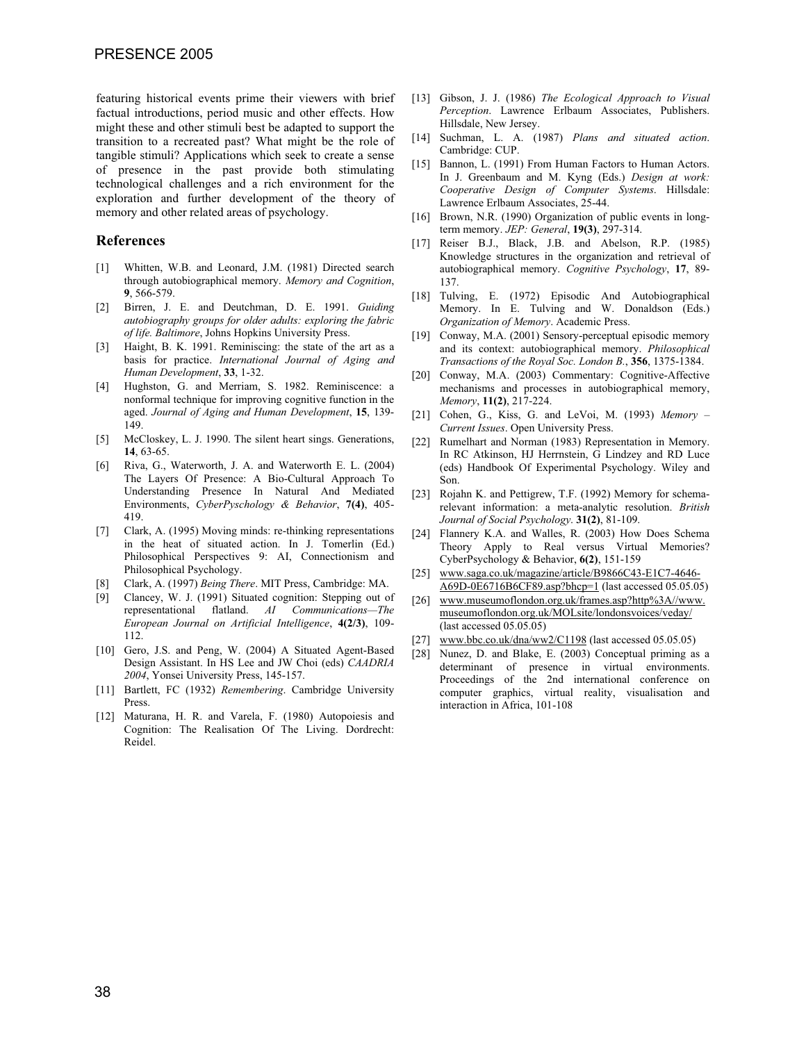featuring historical events prime their viewers with brief factual introductions, period music and other effects. How might these and other stimuli best be adapted to support the transition to a recreated past? What might be the role of tangible stimuli? Applications which seek to create a sense of presence in the past provide both stimulating technological challenges and a rich environment for the exploration and further development of the theory of memory and other related areas of psychology.

## References

[1] Whitten, W.B. and Leonard, J.M. (1981) Directed search through autobiographical memory. *Memory and Cognition*, **9**, 566-579.

[2] Birren, J. E. and Deutchman, D. E. 1991. *Guiding autobiography groups for older adults: exploring the fabric of life. Baltimore*, Johns Hopkins University Press.

[3] Haight, B. K. 1991. Reminiscing: the state of the art as a basis for practice. *International Journal of Aging and Human Development*, **33**, 1-32.

[4] Hughston, G. and Merriam, S. 1982. Reminiscence: a nonformal technique for improving cognitive function in the aged. *Journal of Aging and Human Development*, **15**, 139-149.

[5] McCloskey, L. J. 1990. The silent heart sings. Generations, **14**, 63-65.

[6] Riva, G., Waterworth, J. A. and Waterworth E. L. (2004) The Layers Of Presence: A Bio-Cultural Approach To Understanding Presence In Natural And Mediated Environments, *CyberPyschology & Behavior*, **7(4)**, 405-419.

[7] Clark, A. (1995) Moving minds: re-thinking representations in the heat of situated action. In J. Tomerlin (Ed.) Philosophical Perspectives 9: AI, Connectionism and Philosophical Psychology.

[8] Clark, A. (1997) *Being There*. MIT Press, Cambridge: MA.

[9] Clancey, W. J. (1991) Situated cognition: Stepping out of representational flatland. *AI Communications—The European Journal on Artificial Intelligence*, **4(2/3)**, 109-112.

[10] Gero, J.S. and Peng, W. (2004) A Situated Agent-Based Design Assistant. In HS Lee and JW Choi (eds) *CAADRIA 2004*, Yonsei University Press, 145-157.

[11] Bartlett, FC (1932) *Remembering*. Cambridge University Press.

[12] Maturana, H. R. and Varela, F. (1980) Autopoiesis and Cognition: The Realisation Of The Living. Dordrecht: Reidel.

[13] Gibson, J. J. (1986) *The Ecological Approach to Visual Perception*. Lawrence Erlbaum Associates, Publishers. Hillsdale, New Jersey.

[14] Suchman, L. A. (1987) *Plans and situated action*. Cambridge: CUP.

[15] Bannon, L. (1991) From Human Factors to Human Actors. In J. Greenbaum and M. Kyng (Eds.) *Design at work: Cooperative Design of Computer Systems*. Hillsdale: Lawrence Erlbaum Associates, 25-44.

[16] Brown, N.R. (1990) Organization of public events in long-term memory. *JEP: General*, **19(3)**, 297-314.

[17] Reiser B.J., Black, J.B. and Abelson, R.P. (1985) Knowledge structures in the organization and retrieval of autobiographical memory. *Cognitive Psychology*, **17**, 89-137.

[18] Tulving, E. (1972) Episodic And Autobiographical Memory. In E. Tulving and W. Donaldson (Eds.) *Organization of Memory*. Academic Press.

[19] Conway, M.A. (2001) Sensory-perceptual episodic memory and its context: autobiographical memory. *Philosophical Transactions of the Royal Soc. London B.*, **356**, 1375-1384.

[20] Conway, M.A. (2003) Commentary: Cognitive-Affective mechanisms and processes in autobiographical memory, *Memory*, **11(2)**, 217-224.

[21] Cohen, G., Kiss, G. and LeVoi, M. (1993) *Memory – Current Issues*. Open University Press.

[22] Rumelhart and Norman (1983) Representation in Memory. In RC Atkinson, HJ Herrnstein, G Lindzey and RD Luce (eds) Handbook Of Experimental Psychology. Wiley and Son.

[23] Rojahn K. and Pettigrew, T.F. (1992) Memory for schema-relevant information: a meta-analytic resolution. *British Journal of Social Psychology*. **31(2)**, 81-109.

[24] Flannery K.A. and Walles, R. (2003) How Does Schema Theory Apply to Real versus Virtual Memories? CyberPsychology & Behavior, **6(2)**, 151-159

[25] www.saga.co.uk/magazine/article/B9866C43-E1C7-4646-A69D-0E6716B6CF89.asp?bhcp=1 (last accessed 05.05.05)

[26] www.museumoflondon.org.uk/frames.asp?http%3A//www.museumoflondon.org.uk/MOLsite/londonsvoices/veday/ (last accessed 05.05.05)

[27] www.bbc.co.uk/dna/ww2/C1198 (last accessed 05.05.05)

[28] Nunez, D. and Blake, E. (2003) Conceptual priming as a determinant of presence in virtual environments. Proceedings of the 2nd international conference on computer graphics, virtual reality, visualisation and interaction in Africa, 101-108